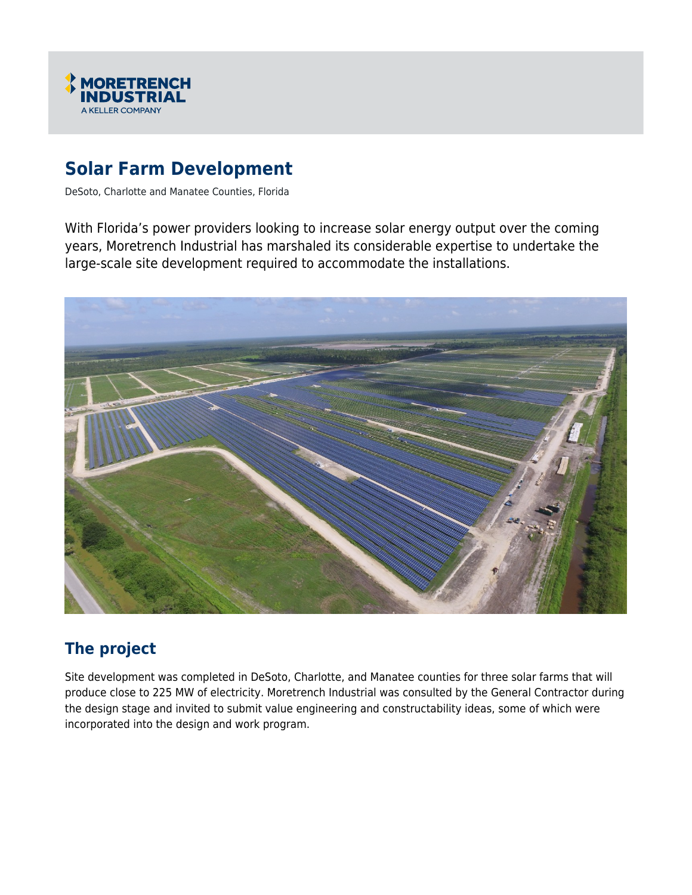# Solar Farm Development

DeSoto, Charlotte and Manatee Counties, Florida

With Florida's power providers looking to increase solar energy output over the coming years, Moretrench Industrial has marshaled its considerable expertise to undertake the large-scale site development required to accommodate the installations.

## The project

Site development was completed in DeSoto, Charlotte, and Manatee counties for three solar farms that will produce close to 225 MW of electricity. Moretrench Industrial was consulted by the General Contractor during the design stage and invited to submit value engineering and constructability ideas, some of which were incorporated into the design and work program.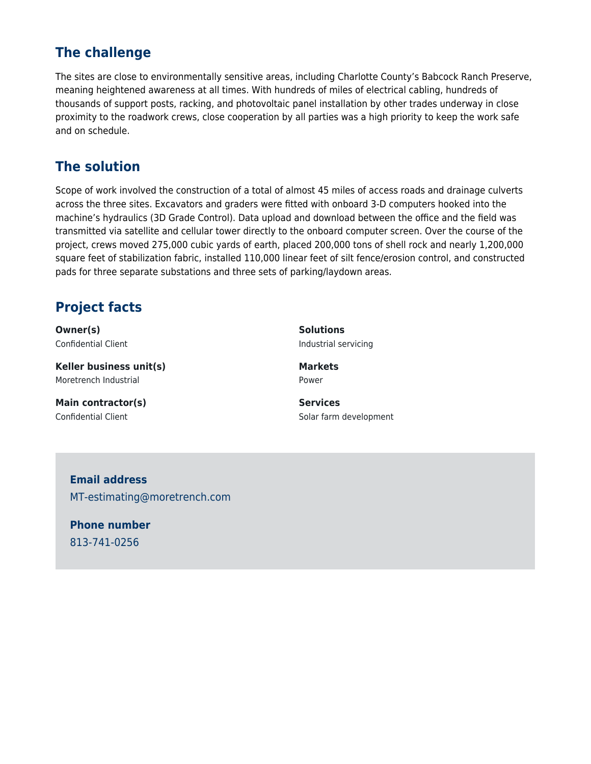## The challenge

The sites are close to environmentally sensitive areas, including Charlotte County's Babcock Ranch Preserve, meaning heightened awareness at all times. With hundreds of miles of electrical cabling, hundreds of thousands of support posts, racking, and photovoltaic panel installation by other trades underway in close proximity to the roadwork crews, close cooperation by all parties was a high priority to keep the work safe and on schedule.

## The solution

Scope of work involved the construction of a total of almost 45 miles of access roads and drainage culverts across the three sites. Excavators and graders were fitted with onboard 3-D computers hooked into the machine's hydraulics (3D Grade Control). Data upload and download between the office and the field was transmitted via satellite and cellular tower directly to the onboard computer screen. Over the course of the project, crews moved 275,000 cubic yards of earth, placed 200,000 tons of shell rock and nearly 1,200,000 square feet of stabilization fabric, installed 110,000 linear feet of silt fence/erosion control, and constructed pads for three separate substations and three sets of parking/laydown areas.

## Project facts

**Owner(s)**
Confidential Client

**Keller business unit(s)**
Moretrench Industrial

**Main contractor(s)**
Confidential Client

**Solutions**
Industrial servicing

**Markets**
Power

**Services**
Solar farm development

**Email address**
MT-estimating@moretrench.com

**Phone number**
813-741-0256